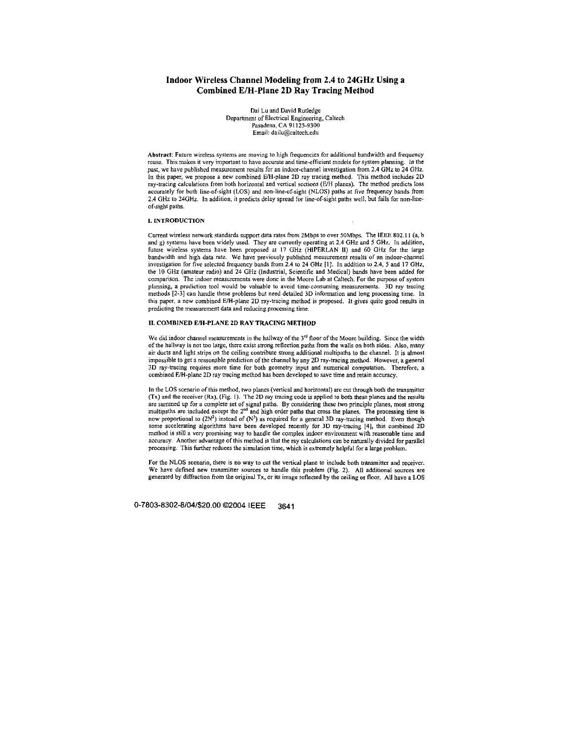# Indoor Wireless Channel Modeling from 2.4 to 24GHz Using a Combined E/H-Plane 2D Ray Tracing Method

Dai Lu and David Rutledge
Department of Electrical Engineering, Caltech
Pasadena, CA 91125-9300
Email: dailu@caltech.edu

**Abstract**: Future wireless systems are moving to high frequencies for additional bandwidth and frequency reuse. This makes it very important to have accurate and time-efficient models for system planning. In the past, we have published measurement results for an indoor-channel investigation from 2.4 GHz to 24 GHz. In this paper, we propose a new combined E/H-plane 2D ray tracing method. This method includes 2D ray-tracing calculations from both horizontal and vertical sections (E/H planes). The method predicts loss accurately for both line-of-sight (LOS) and non-line-of-sight (NLOS) paths at five frequency bands from 2.4 GHz to 24GHz. In addition, it predicts delay spread for line-of-sight paths well, but fails for non-line-of-sight paths.

## I. INTRODUCTION

Current wireless network standards support data rates from 2Mbps to over 50Mbps. The IEEE 802.11 (a, b and g) systems have been widely used. They are currently operating at 2.4 GHz and 5 GHz. In addition, future wireless systems have been proposed at 17 GHz (HIPERLAN II) and 60 GHz for the large bandwidth and high data rate. We have previously published measurement results of an indoor-channel investigation for five selected frequency bands from 2.4 to 24 GHz [1]. In addition to 2.4, 5 and 17 GHz, the 10 GHz (amateur radio) and 24 GHz (Industrial, Scientific and Medical) bands have been added for comparison. The indoor measurements were done in the Moore Lab at Caltech. For the purpose of system planning, a prediction tool would be valuable to avoid time-consuming measurements. 3D ray tracing methods [2-3] can handle these problems but need detailed 3D information and long processing time. In this paper, a new combined E/H-plane 2D ray-tracing method is proposed. It gives quite good results in predicting the measurement data and reducing processing time.

## II. COMBINED E/H-PLANE 2D RAY TRACING METHOD

We did indoor channel measurements in the hallway of the 3rd floor of the Moore building. Since the width of the hallway is not too large, there exist strong reflection paths from the walls on both sides. Also, many air ducts and light strips on the ceiling contribute strong additional multipaths to the channel. It is almost impossible to get a reasonable prediction of the channel by any 2D ray-tracing method. However, a general 3D ray-tracing requires more time for both geometry input and numerical computation. Therefore, a combined E/H-plane 2D ray tracing method has been developed to save time and retain accuracy.

In the LOS scenario of this method, two planes (vertical and horizontal) are cut through both the transmitter (Tx) and the receiver (Rx), (Fig. 1). The 2D ray tracing code is applied to both these planes and the results are summed up for a complete set of signal paths. By considering these two principle planes, most strong multipaths are included except the 2nd and high order paths that cross the planes. The processing time is now proportional to ($2N^2$) instead of ($N^3$) as required for a general 3D ray-tracing method. Even though some accelerating algorithms have been developed recently for 3D ray-tracing [4], this combined 2D method is still a very promising way to handle the complex indoor environment with reasonable time and accuracy. Another advantage of this method is that the ray calculations can be naturally divided for parallel processing. This further reduces the simulation time, which is extremely helpful for a large problem.

For the NLOS scenario, there is no way to cut the vertical plane to include both transmitter and receiver. We have defined new transmitter sources to handle this problem (Fig. 2). All additional sources are generated by diffraction from the original Tx, or its image reflected by the ceiling or floor. All have a LOS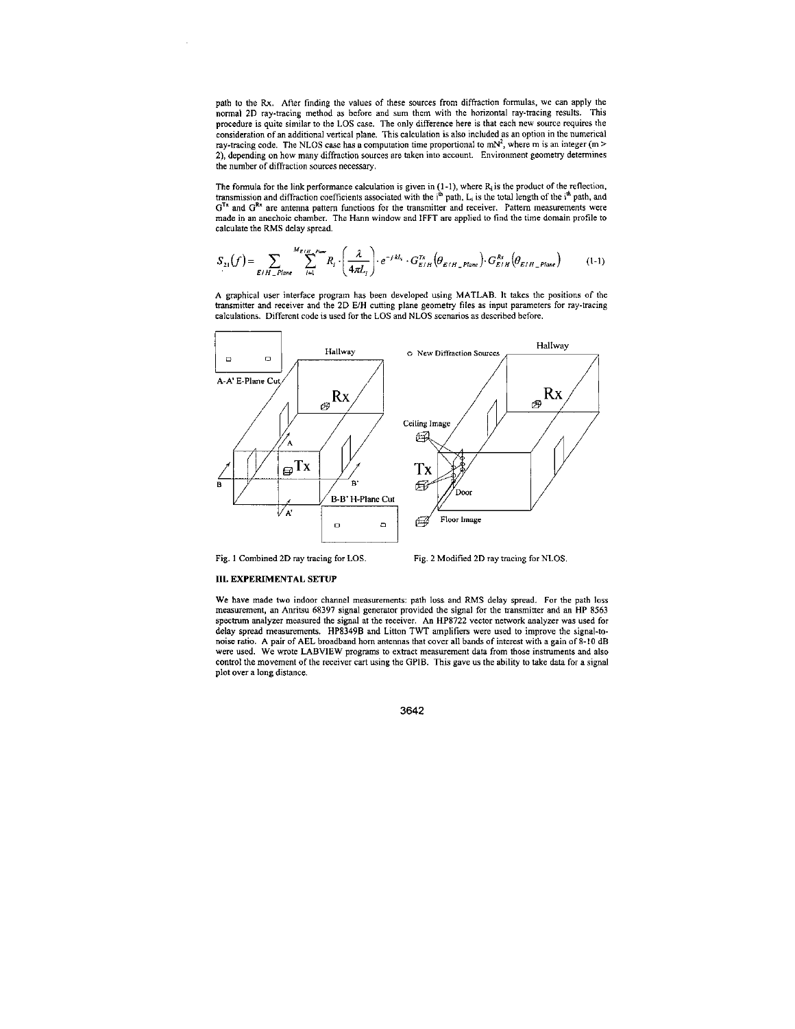path to the Rx. After finding the values of these sources from diffraction formulas, we can apply the normal 2D ray-tracing method as before and sum them with the horizontal ray-tracing results. This procedure is quite similar to the LOS case. The only difference here is that each new source requires the consideration of an additional vertical plane. This calculation is also included as an option in the numerical ray-tracing code. The NLOS case has a computation time proportional to $mN^2$, where m is an integer (m > 2), depending on how many diffraction sources are taken into account. Environment geometry determines the number of diffraction sources necessary.

The formula for the link performance calculation is given in (1-1), where $R_i$ is the product of the reflection, transmission and diffraction coefficients associated with the $i^{th}$ path, $L_i$ is the total length of the $i^{th}$ path, and $G^{Tx}$ and $G^{Rx}$ are antenna pattern functions for the transmitter and receiver. Pattern measurements were made in an anechoic chamber. The Hann window and IFFT are applied to find the time domain profile to calculate the RMS delay spread.

$$S_{21}(f) = \sum_{E/H\_Plane} \sum_{i=1}^{M_{E/H\_Plane}} R_i \cdot \left( \frac{\lambda}{4\pi L_i} \right) \cdot e^{-jkL_i} \cdot G_{E/H}^{Tx}\left(\theta_{E/H\_Plane}\right) \cdot G_{E/H}^{Rx}\left(\theta_{E/H\_Plane}\right) \tag{1-1}$$

A graphical user interface program has been developed using MATLAB. It takes the positions of the transmitter and receiver and the 2D E/H cutting plane geometry files as input parameters for ray-tracing calculations. Different code is used for the LOS and NLOS scenarios as described before.

Fig. 1 Combined 2D ray tracing for LOS.

Fig. 2 Modified 2D ray tracing for NLOS.

## III. EXPERIMENTAL SETUP

We have made two indoor channel measurements: path loss and RMS delay spread. For the path loss measurement, an Anritsu 68397 signal generator provided the signal for the transmitter and an HP 8563 spectrum analyzer measured the signal at the receiver. An HP8722 vector network analyzer was used for delay spread measurements. HP8349B and Litton TWT amplifiers were used to improve the signal-to-noise ratio. A pair of AEL broadband horn antennas that cover all bands of interest with a gain of 8-10 dB were used. We wrote LABVIEW programs to extract measurement data from those instruments and also control the movement of the receiver cart using the GPIB. This gave us the ability to take data for a signal plot over a long distance.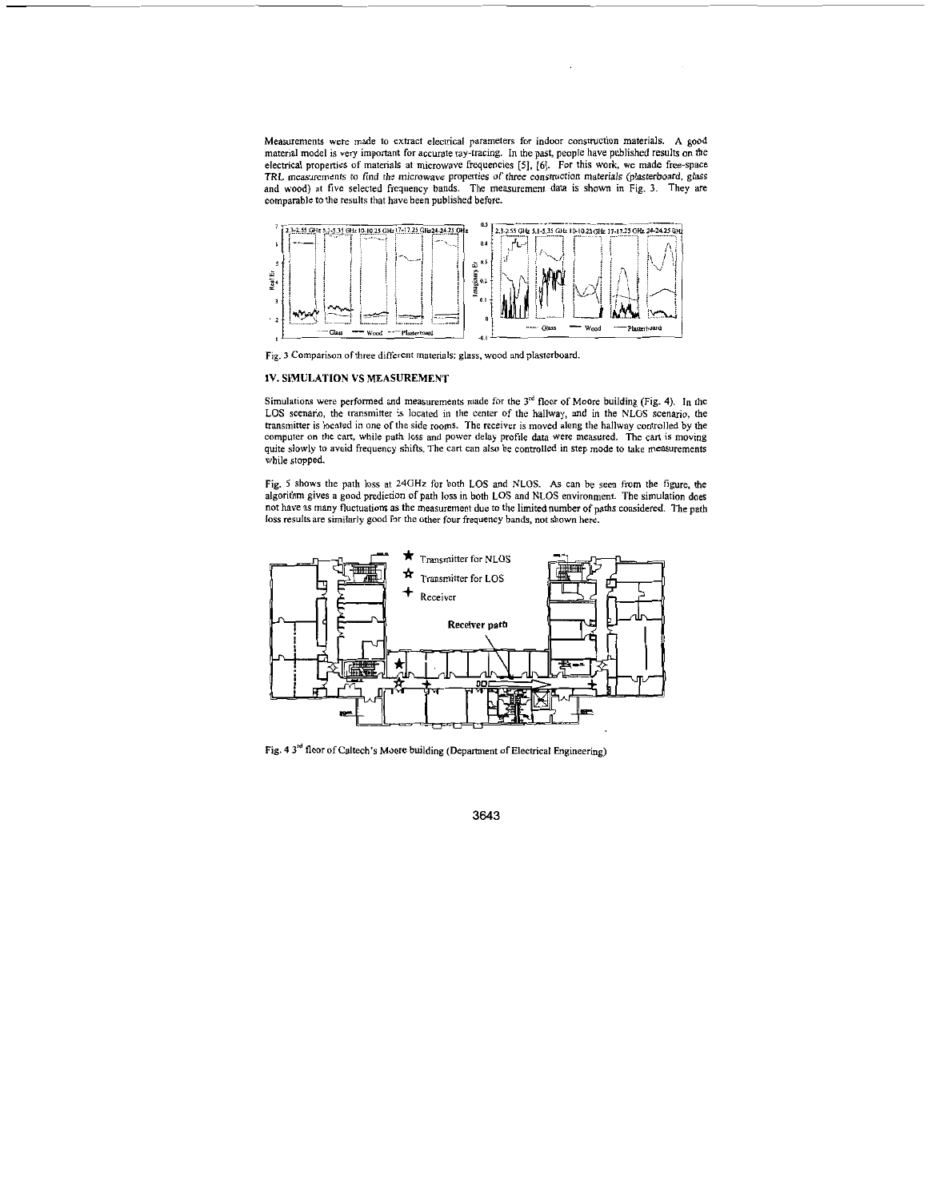Measurements were made to extract electrical parameters for indoor construction materials. A good material model is very important for accurate ray-tracing. In the past, people have published results on the electrical properties of materials at microwave frequencies [5], [6]. For this work, we made free-space TRL measurements to find the microwave properties of three construction materials (plasterboard, glass and wood) at five selected frequency bands. The measurement data is shown in Fig. 3. They are comparable to the results that have been published before.

Fig. 3 Comparison of three different materials: glass, wood and plasterboard.

## IV. SIMULATION VS MEASUREMENT

Simulations were performed and measurements made for the 3[rd] floor of Moore building (Fig. 4). In the LOS scenario, the transmitter is located in the center of the hallway, and in the NLOS scenario, the transmitter is located in one of the side rooms. The receiver is moved along the hallway controlled by the computer on the cart, while path loss and power delay profile data were measured. The cart is moving quite slowly to avoid frequency shifts. The cart can also be controlled in step mode to take measurements while stopped.

Fig. 5 shows the path loss at 24GHz for both LOS and NLOS. As can be seen from the figure, the algorithm gives a good prediction of path loss in both LOS and NLOS environment. The simulation does not have as many fluctuations as the measurement due to the limited number of paths considered. The path loss results are similarly good for the other four frequency bands, not shown here.

Fig. 4 3[rd] floor of Caltech's Moore building (Department of Electrical Engineering)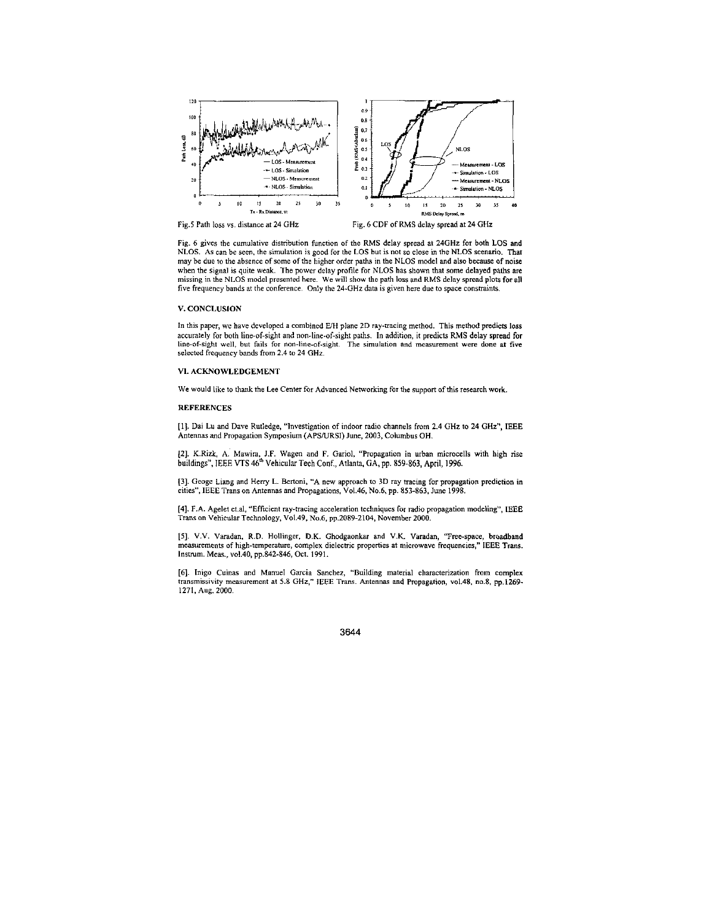120
100
80
60
40
20
0
Path Loss, dB
0 5 10 15 20 25 30 35
Tx - Rx Distance, m
— LOS - Measurement
-+- LOS - Simulation
— NLOS - Measurement
-+- NLOS - Simulation

Fig.5 Path loss vs. distance at 24 GHz

1
0.9
0.8
0.7
0.6
0.5
0.4
0.3
0.2
0.1
0
Prob (RMS<abcissa)
LOS
NLOS
0 5 10 15 20 25 30 35 40
RMS Delay Spread, ns
— Measurement - LOS
-+- Simulation - LOS
— Measurement - NLOS
-+- Simulation - NLOS

Fig. 6 CDF of RMS delay spread at 24 GHz

Fig. 6 gives the cumulative distribution function of the RMS delay spread at 24GHz for both LOS and NLOS. As can be seen, the simulation is good for the LOS but is not so close in the NLOS scenario. That may be due to the absence of some of the higher order paths in the NLOS model and also because of noise when the signal is quite weak. The power delay profile for NLOS has shown that some delayed paths are missing in the NLOS model presented here. We will show the path loss and RMS delay spread plots for all five frequency bands at the conference. Only the 24-GHz data is given here due to space constraints.

## V. CONCLUSION

In this paper, we have developed a combined E/H plane 2D ray-tracing method. This method predicts loss accurately for both line-of-sight and non-line-of-sight paths. In addition, it predicts RMS delay spread for line-of-sight well, but fails for non-line-of-sight. The simulation and measurement were done at five selected frequency bands from 2.4 to 24 GHz.

## VI. ACKNOWLEDGEMENT

We would like to thank the Lee Center for Advanced Networking for the support of this research work.

## REFERENCES

[1]. Dai Lu and Dave Rutledge, "Investigation of indoor radio channels from 2.4 GHz to 24 GHz", IEEE Antennas and Propagation Symposium (APS/URSI) June, 2003, Columbus OH.

[2]. K.Rizk, A. Mawira, J.F. Wagen and F. Gariol, "Propagation in urban microcells with high rise buildings", IEEE VTS 46th Vehicular Tech Conf., Atlanta, GA, pp. 859-863, April, 1996.

[3]. Geoge Liang and Herry L. Bertoni, "A new approach to 3D ray tracing for propagation prediction in cities", IEEE Trans on Antennas and Propagations, Vol.46, No.6, pp. 853-863, June 1998.

[4]. F.A. Agelet et.al, "Efficient ray-tracing acceleration techniques for radio propagation modeling", IEEE Trans on Vehicular Technology, Vol.49, No.6, pp.2089-2104, November 2000.

[5]. V.V. Varadan, R.D. Hollinger, D.K. Ghodgaonkar and V.K. Varadan, "Free-space, broadband measurements of high-temperature, complex dielectric properties at microwave frequencies," IEEE Trans. Instrum. Meas., vol.40, pp.842-846, Oct. 1991.

[6]. Inigo Cuinas and Manuel Garcia Sanchez, "Building material characterization from complex transmissivity measurement at 5.8 GHz," IEEE Trans. Antennas and Propagation, vol.48, no.8, pp.1269-1271, Aug. 2000.